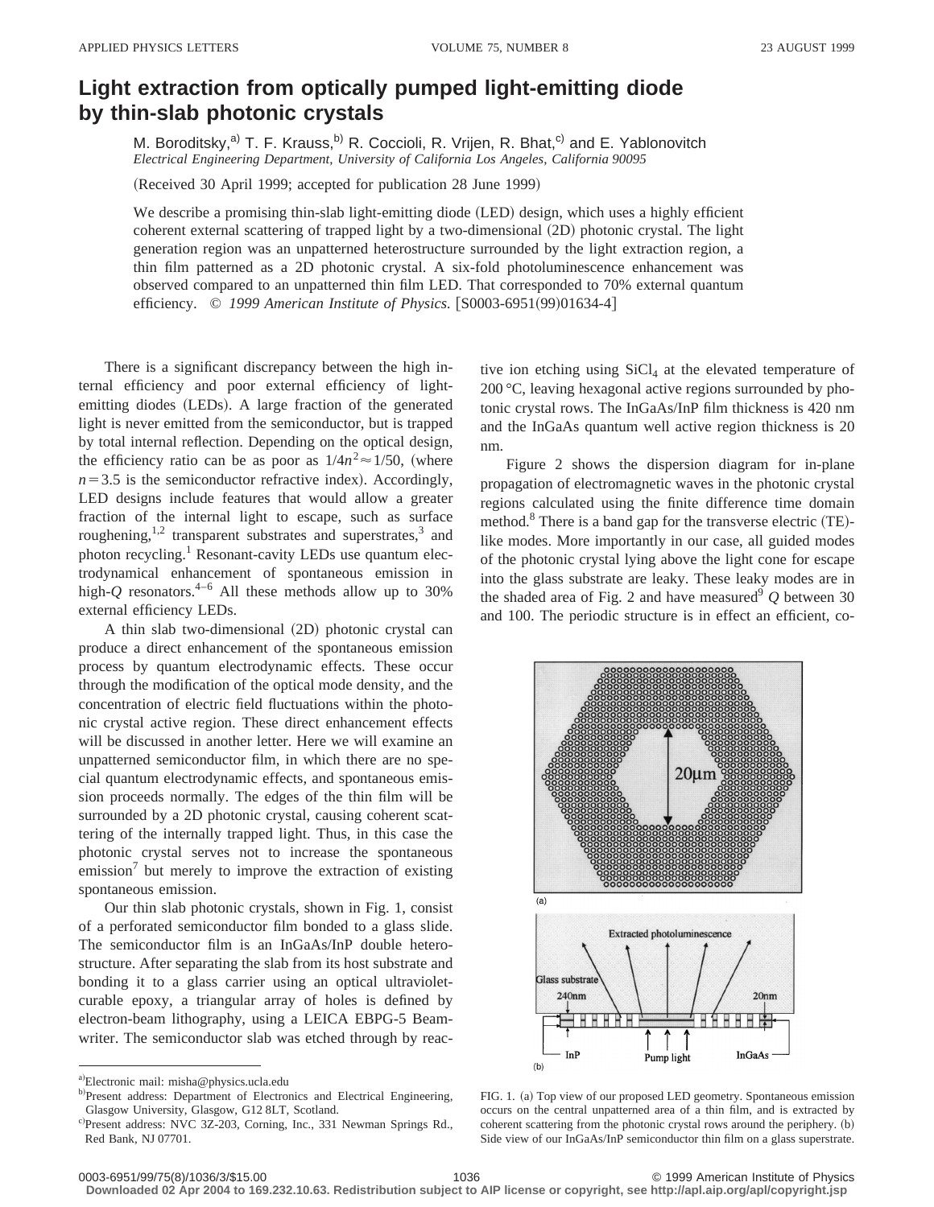# Light extraction from optically pumped light-emitting diode by thin-slab photonic crystals

M. Boroditsky,[a] T. F. Krauss,[b] R. Coccioli, R. Vrijen, R. Bhat,[c] and E. Yablonovitch

*Electrical Engineering Department, University of California Los Angeles, California 90095*

(Received 30 April 1999; accepted for publication 28 June 1999)

We describe a promising thin-slab light-emitting diode (LED) design, which uses a highly efficient coherent external scattering of trapped light by a two-dimensional (2D) photonic crystal. The light generation region was an unpatterned heterostructure surrounded by the light extraction region, a thin film patterned as a 2D photonic crystal. A six-fold photoluminescence enhancement was observed compared to an unpatterned thin film LED. That corresponded to 70% external quantum efficiency. © *1999 American Institute of Physics.* [S0003-6951(99)01634-4]

There is a significant discrepancy between the high internal efficiency and poor external efficiency of light-emitting diodes (LEDs). A large fraction of the generated light is never emitted from the semiconductor, but is trapped by total internal reflection. Depending on the optical design, the efficiency ratio can be as poor as $1/4n^2 \approx 1/50$, (where $n = 3.5$ is the semiconductor refractive index). Accordingly, LED designs include features that would allow a greater fraction of the internal light to escape, such as surface roughening,[1,2] transparent substrates and superstrates,[3] and photon recycling.[1] Resonant-cavity LEDs use quantum electrodynamical enhancement of spontaneous emission in high-$Q$ resonators.[4–6] All these methods allow up to 30% external efficiency LEDs.

A thin slab two-dimensional (2D) photonic crystal can produce a direct enhancement of the spontaneous emission process by quantum electrodynamic effects. These occur through the modification of the optical mode density, and the concentration of electric field fluctuations within the photonic crystal active region. These direct enhancement effects will be discussed in another letter. Here we will examine an unpatterned semiconductor film, in which there are no special quantum electrodynamic effects, and spontaneous emission proceeds normally. The edges of the thin film will be surrounded by a 2D photonic crystal, causing coherent scattering of the internally trapped light. Thus, in this case the photonic crystal serves not to increase the spontaneous emission[7] but merely to improve the extraction of existing spontaneous emission.

Our thin slab photonic crystals, shown in Fig. 1, consist of a perforated semiconductor film bonded to a glass slide. The semiconductor film is an InGaAs/InP double heterostructure. After separating the slab from its host substrate and bonding it to a glass carrier using an optical ultraviolet-curable epoxy, a triangular array of holes is defined by electron-beam lithography, using a LEICA EBPG-5 Beamwriter. The semiconductor slab was etched through by reactive ion etching using $SiCl_4$ at the elevated temperature of 200 °C, leaving hexagonal active regions surrounded by photonic crystal rows. The InGaAs/InP film thickness is 420 nm and the InGaAs quantum well active region thickness is 20 nm.

Figure 2 shows the dispersion diagram for in-plane propagation of electromagnetic waves in the photonic crystal regions calculated using the finite difference time domain method.[8] There is a band gap for the transverse electric (TE)-like modes. More importantly in our case, all guided modes of the photonic crystal lying above the light cone for escape into the glass substrate are leaky. These leaky modes are in the shaded area of Fig. 2 and have measured[9] $Q$ between 30 and 100. The periodic structure is in effect an efficient, co-

FIG. 1. (a) Top view of our proposed LED geometry. Spontaneous emission occurs on the central unpatterned area of a thin film, and is extracted by coherent scattering from the photonic crystal rows around the periphery. (b) Side view of our InGaAs/InP semiconductor thin film on a glass superstrate.

[a]Electronic mail: misha@physics.ucla.edu

[b]Present address: Department of Electronics and Electrical Engineering, Glasgow University, Glasgow, G12 8LT, Scotland.

[c]Present address: NVC 3Z-203, Corning, Inc., 331 Newman Springs Rd., Red Bank, NJ 07701.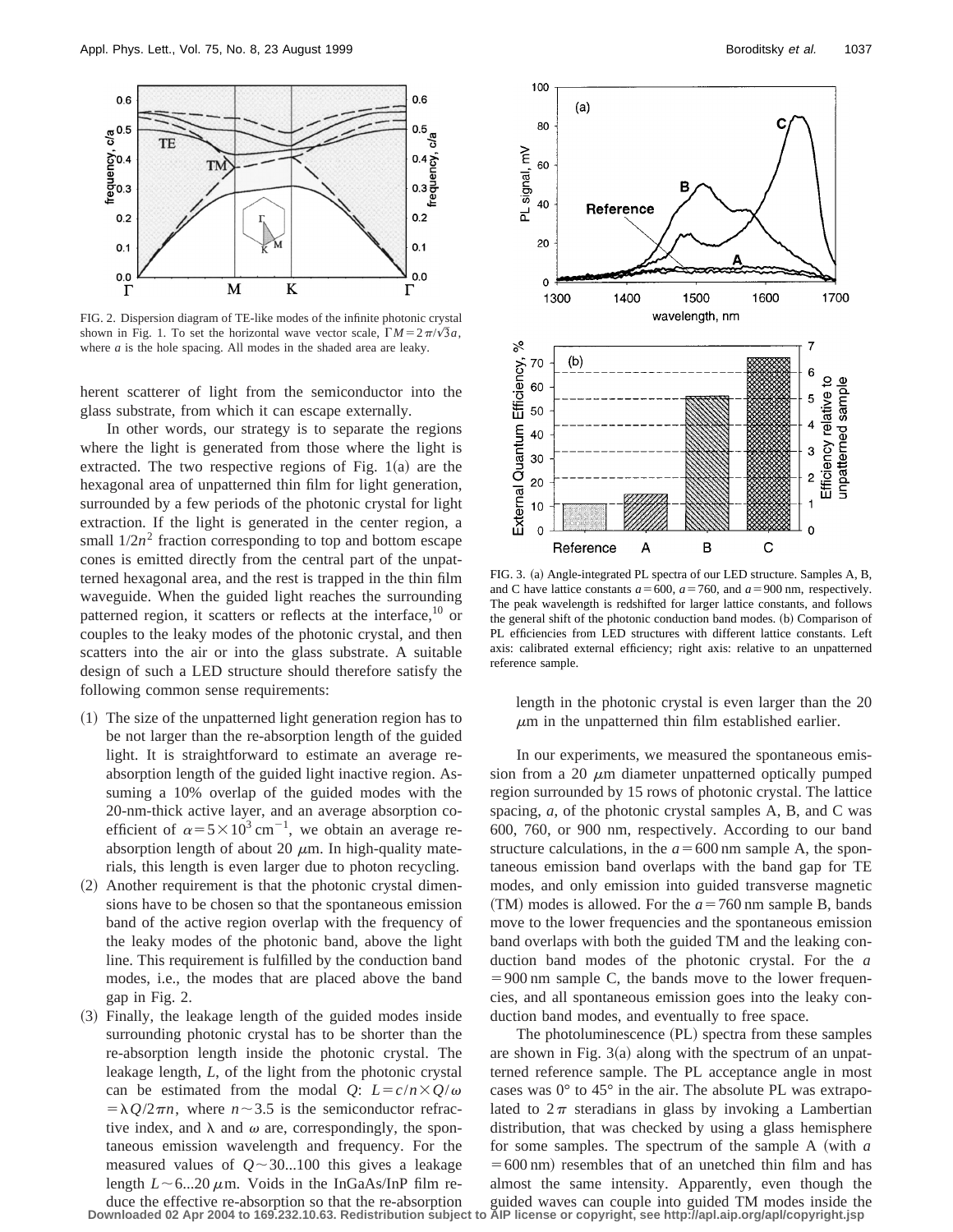FIG. 2. Dispersion diagram of TE-like modes of the infinite photonic crystal shown in Fig. 1. To set the horizontal wave vector scale, $\Gamma M = 2\pi/\sqrt{3}a$, where $a$ is the hole spacing. All modes in the shaded area are leaky.

herent scatterer of light from the semiconductor into the glass substrate, from which it can escape externally.

In other words, our strategy is to separate the regions where the light is generated from those where the light is extracted. The two respective regions of Fig. 1(a) are the hexagonal area of unpatterned thin film for light generation, surrounded by a few periods of the photonic crystal for light extraction. If the light is generated in the center region, a small $1/2n^2$ fraction corresponding to top and bottom escape cones is emitted directly from the central part of the unpatterned hexagonal area, and the rest is trapped in the thin film waveguide. When the guided light reaches the surrounding patterned region, it scatters or reflects at the interface,[10] or couples to the leaky modes of the photonic crystal, and then scatters into the air or into the glass substrate. A suitable design of such a LED structure should therefore satisfy the following common sense requirements:

(1) The size of the unpatterned light generation region has to be not larger than the re-absorption length of the guided light. It is straightforward to estimate an average re-absorption length of the guided light inactive region. Assuming a 10% overlap of the guided modes with the 20-nm-thick active layer, and an average absorption coefficient of $\alpha = 5\times10^3\,\text{cm}^{-1}$, we obtain an average re-absorption length of about 20 $\mu$m. In high-quality materials, this length is even larger due to photon recycling.

(2) Another requirement is that the photonic crystal dimensions have to be chosen so that the spontaneous emission band of the active region overlap with the frequency of the leaky modes of the photonic band, above the light line. This requirement is fulfilled by the conduction band modes, i.e., the modes that are placed above the band gap in Fig. 2.

(3) Finally, the leakage length of the guided modes inside surrounding photonic crystal has to be shorter than the re-absorption length inside the photonic crystal. The leakage length, $L$, of the light from the photonic crystal can be estimated from the modal $Q$: $L = c/n \times Q/\omega = \lambda Q/2\pi n$, where $n \sim 3.5$ is the semiconductor refractive index, and $\lambda$ and $\omega$ are, correspondingly, the spontaneous emission wavelength and frequency. For the measured values of $Q \sim 30...100$ this gives a leakage length $L \sim 6...20\,\mu$m. Voids in the InGaAs/InP film reduce the effective re-absorption so that the re-absorption length in the photonic crystal is even larger than the 20 $\mu$m in the unpatterned thin film established earlier.

FIG. 3. (a) Angle-integrated PL spectra of our LED structure. Samples A, B, and C have lattice constants $a=600$, $a=760$, and $a=900$ nm, respectively. The peak wavelength is redshifted for larger lattice constants, and follows the general shift of the photonic conduction band modes. (b) Comparison of PL efficiencies from LED structures with different lattice constants. Left axis: calibrated external efficiency; right axis: relative to an unpatterned reference sample.

In our experiments, we measured the spontaneous emission from a 20 $\mu$m diameter unpatterned optically pumped region surrounded by 15 rows of photonic crystal. The lattice spacing, $a$, of the photonic crystal samples A, B, and C was 600, 760, or 900 nm, respectively. According to our band structure calculations, in the $a=600$ nm sample A, the spontaneous emission band overlaps with the band gap for TE modes, and only emission into guided transverse magnetic (TM) modes is allowed. For the $a=760$ nm sample B, bands move to the lower frequencies and the spontaneous emission band overlaps with both the guided TM and the leaking conduction band modes of the photonic crystal. For the $a=900$ nm sample C, the bands move to the lower frequencies, and all spontaneous emission goes into the leaky conduction band modes, and eventually to free space.

The photoluminescence (PL) spectra from these samples are shown in Fig. 3(a) along with the spectrum of an unpatterned reference sample. The PL acceptance angle in most cases was 0° to 45° in the air. The absolute PL was extrapolated to $2\pi$ steradians in glass by invoking a Lambertian distribution, that was checked by using a glass hemisphere for some samples. The spectrum of the sample A (with $a=600$ nm) resembles that of an unetched thin film and has almost the same intensity. Apparently, even though the guided waves can couple into guided TM modes inside the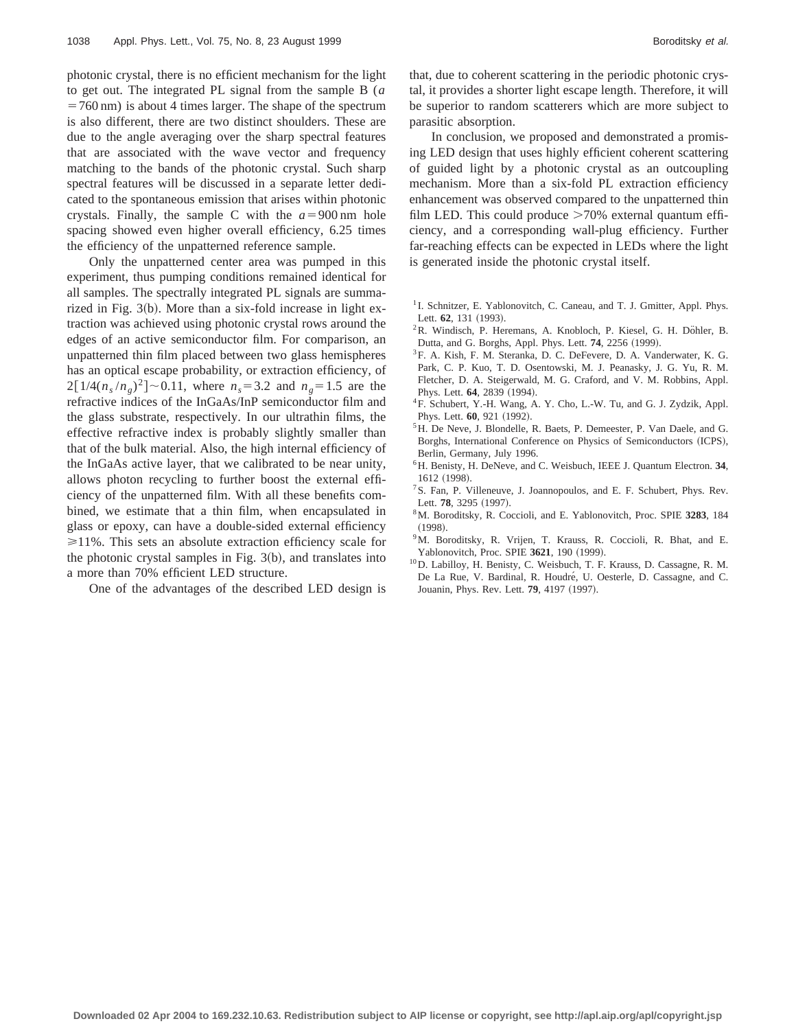photonic crystal, there is no efficient mechanism for the light to get out. The integrated PL signal from the sample B ($a = 760$ nm) is about 4 times larger. The shape of the spectrum is also different, there are two distinct shoulders. These are due to the angle averaging over the sharp spectral features that are associated with the wave vector and frequency matching to the bands of the photonic crystal. Such sharp spectral features will be discussed in a separate letter dedicated to the spontaneous emission that arises within photonic crystals. Finally, the sample C with the $a = 900$ nm hole spacing showed even higher overall efficiency, 6.25 times the efficiency of the unpatterned reference sample.

Only the unpatterned center area was pumped in this experiment, thus pumping conditions remained identical for all samples. The spectrally integrated PL signals are summarized in Fig. 3(b). More than a six-fold increase in light extraction was achieved using photonic crystal rows around the edges of an active semiconductor film. For comparison, an unpatterned thin film placed between two glass hemispheres has an optical escape probability, or extraction efficiency, of $2[1/4(n_s/n_g)^2] \sim 0.11$, where $n_s = 3.2$ and $n_g = 1.5$ are the refractive indices of the InGaAs/InP semiconductor film and the glass substrate, respectively. In our ultrathin films, the effective refractive index is probably slightly smaller than that of the bulk material. Also, the high internal efficiency of the InGaAs active layer, that we calibrated to be near unity, allows photon recycling to further boost the external efficiency of the unpatterned film. With all these benefits combined, we estimate that a thin film, when encapsulated in glass or epoxy, can have a double-sided external efficiency $\geqslant 11\%$. This sets an absolute extraction efficiency scale for the photonic crystal samples in Fig. 3(b), and translates into a more than 70% efficient LED structure.

One of the advantages of the described LED design is that, due to coherent scattering in the periodic photonic crystal, it provides a shorter light escape length. Therefore, it will be superior to random scatterers which are more subject to parasitic absorption.

In conclusion, we proposed and demonstrated a promising LED design that uses highly efficient coherent scattering of guided light by a photonic crystal as an outcoupling mechanism. More than a six-fold PL extraction efficiency enhancement was observed compared to the unpatterned thin film LED. This could produce $>70\%$ external quantum efficiency, and a corresponding wall-plug efficiency. Further far-reaching effects can be expected in LEDs where the light is generated inside the photonic crystal itself.

[1] I. Schnitzer, E. Yablonovitch, C. Caneau, and T. J. Gmitter, Appl. Phys. Lett. **62**, 131 (1993).

[2] R. Windisch, P. Heremans, A. Knobloch, P. Kiesel, G. H. Döhler, B. Dutta, and G. Borghs, Appl. Phys. Lett. **74**, 2256 (1999).

[3] F. A. Kish, F. M. Steranka, D. C. DeFevere, D. A. Vanderwater, K. G. Park, C. P. Kuo, T. D. Osentowski, M. J. Peanasky, J. G. Yu, R. M. Fletcher, D. A. Steigerwald, M. G. Craford, and V. M. Robbins, Appl. Phys. Lett. **64**, 2839 (1994).

[4] F. Schubert, Y.-H. Wang, A. Y. Cho, L.-W. Tu, and G. J. Zydzik, Appl. Phys. Lett. **60**, 921 (1992).

[5] H. De Neve, J. Blondelle, R. Baets, P. Demeester, P. Van Daele, and G. Borghs, International Conference on Physics of Semiconductors (ICPS), Berlin, Germany, July 1996.

[6] H. Benisty, H. DeNeve, and C. Weisbuch, IEEE J. Quantum Electron. **34**, 1612 (1998).

[7] S. Fan, P. Villeneuve, J. Joannopoulos, and E. F. Schubert, Phys. Rev. Lett. **78**, 3295 (1997).

[8] M. Boroditsky, R. Coccioli, and E. Yablonovitch, Proc. SPIE **3283**, 184 (1998).

[9] M. Boroditsky, R. Vrijen, T. Krauss, R. Coccioli, R. Bhat, and E. Yablonovitch, Proc. SPIE **3621**, 190 (1999).

[10] D. Labilloy, H. Benisty, C. Weisbuch, T. F. Krauss, D. Cassagne, R. M. De La Rue, V. Bardinal, R. Houdré, U. Oesterle, D. Cassagne, and C. Jouanin, Phys. Rev. Lett. **79**, 4197 (1997).